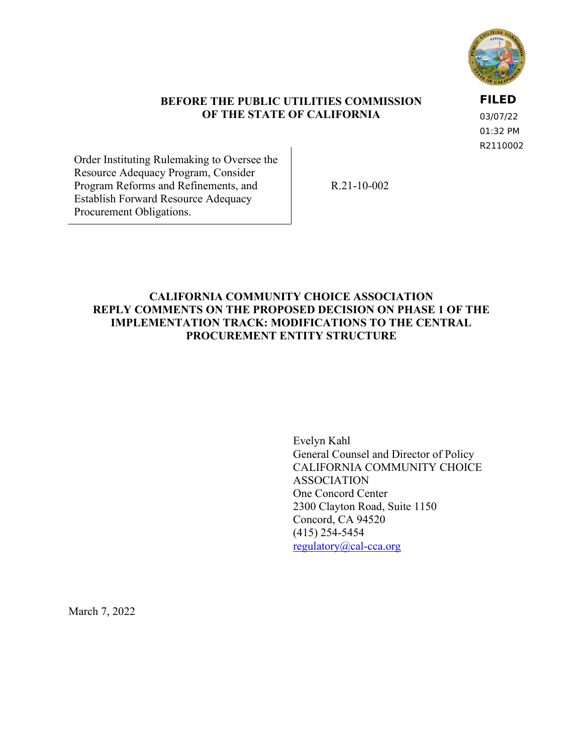**BEFORE THE PUBLIC UTILITIES COMMISSION
OF THE STATE OF CALIFORNIA**

**FILED**
03/07/22
01:32 PM
R2110002

| Order Instituting Rulemaking to Oversee the Resource Adequacy Program, Consider Program Reforms and Refinements, and Establish Forward Resource Adequacy Procurement Obligations. | R.21-10-002 |
|---|---|

**CALIFORNIA COMMUNITY CHOICE ASSOCIATION
REPLY COMMENTS ON THE PROPOSED DECISION ON PHASE 1 OF THE IMPLEMENTATION TRACK: MODIFICATIONS TO THE CENTRAL PROCUREMENT ENTITY STRUCTURE**

Evelyn Kahl
General Counsel and Director of Policy
CALIFORNIA COMMUNITY CHOICE ASSOCIATION
One Concord Center
2300 Clayton Road, Suite 1150
Concord, CA 94520
(415) 254-5454
regulatory@cal-cca.org

March 7, 2022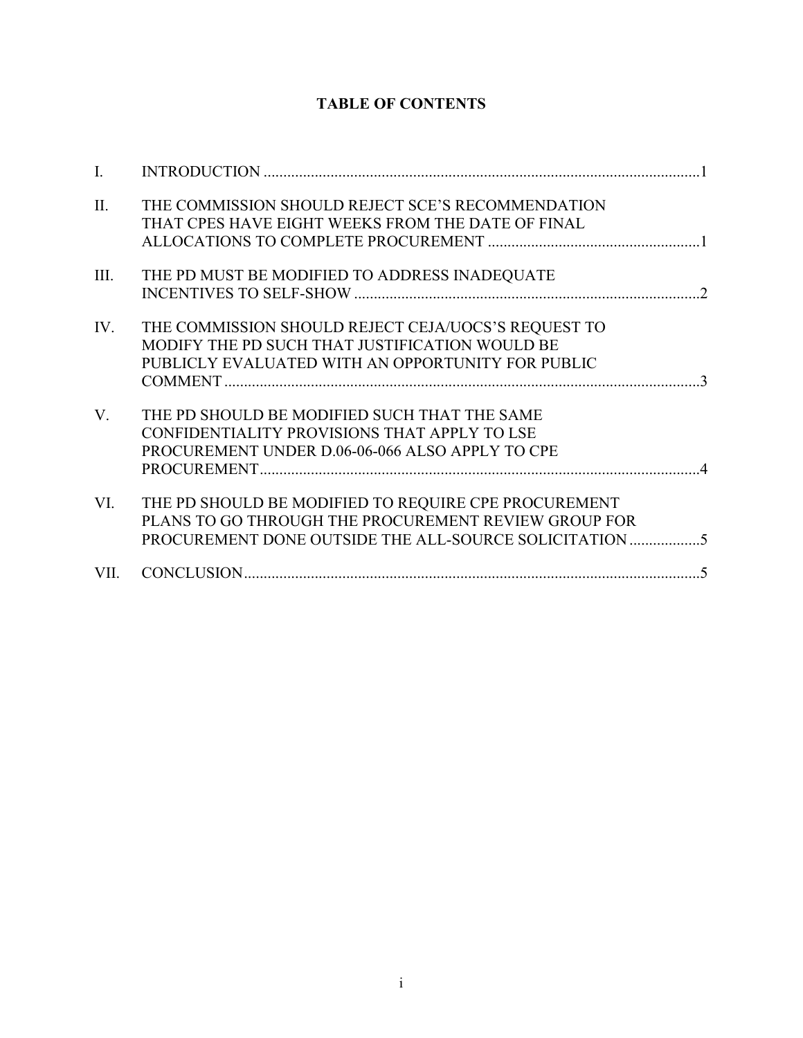# TABLE OF CONTENTS

| | | |
|---|---|---|
| I. | INTRODUCTION | 1 |
| II. | THE COMMISSION SHOULD REJECT SCE'S RECOMMENDATION THAT CPES HAVE EIGHT WEEKS FROM THE DATE OF FINAL ALLOCATIONS TO COMPLETE PROCUREMENT | 1 |
| III. | THE PD MUST BE MODIFIED TO ADDRESS INADEQUATE INCENTIVES TO SELF-SHOW | 2 |
| IV. | THE COMMISSION SHOULD REJECT CEJA/UOCS'S REQUEST TO MODIFY THE PD SUCH THAT JUSTIFICATION WOULD BE PUBLICLY EVALUATED WITH AN OPPORTUNITY FOR PUBLIC COMMENT | 3 |
| V. | THE PD SHOULD BE MODIFIED SUCH THAT THE SAME CONFIDENTIALITY PROVISIONS THAT APPLY TO LSE PROCUREMENT UNDER D.06-06-066 ALSO APPLY TO CPE PROCUREMENT | 4 |
| VI. | THE PD SHOULD BE MODIFIED TO REQUIRE CPE PROCUREMENT PLANS TO GO THROUGH THE PROCUREMENT REVIEW GROUP FOR PROCUREMENT DONE OUTSIDE THE ALL-SOURCE SOLICITATION | 5 |
| VII. | CONCLUSION | 5 |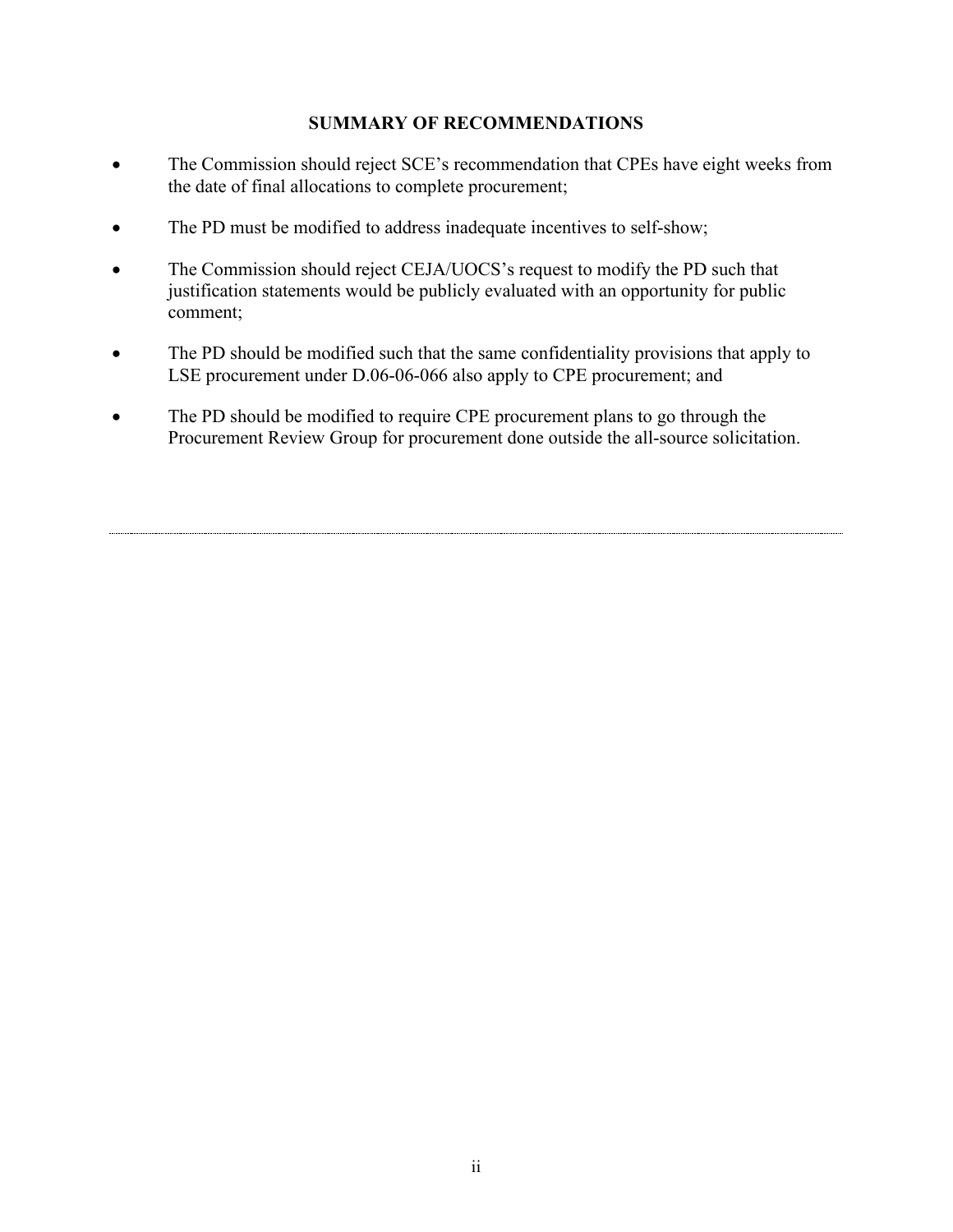## SUMMARY OF RECOMMENDATIONS

- The Commission should reject SCE's recommendation that CPEs have eight weeks from the date of final allocations to complete procurement;
- The PD must be modified to address inadequate incentives to self-show;
- The Commission should reject CEJA/UOCS's request to modify the PD such that justification statements would be publicly evaluated with an opportunity for public comment;
- The PD should be modified such that the same confidentiality provisions that apply to LSE procurement under D.06-06-066 also apply to CPE procurement; and
- The PD should be modified to require CPE procurement plans to go through the Procurement Review Group for procurement done outside the all-source solicitation.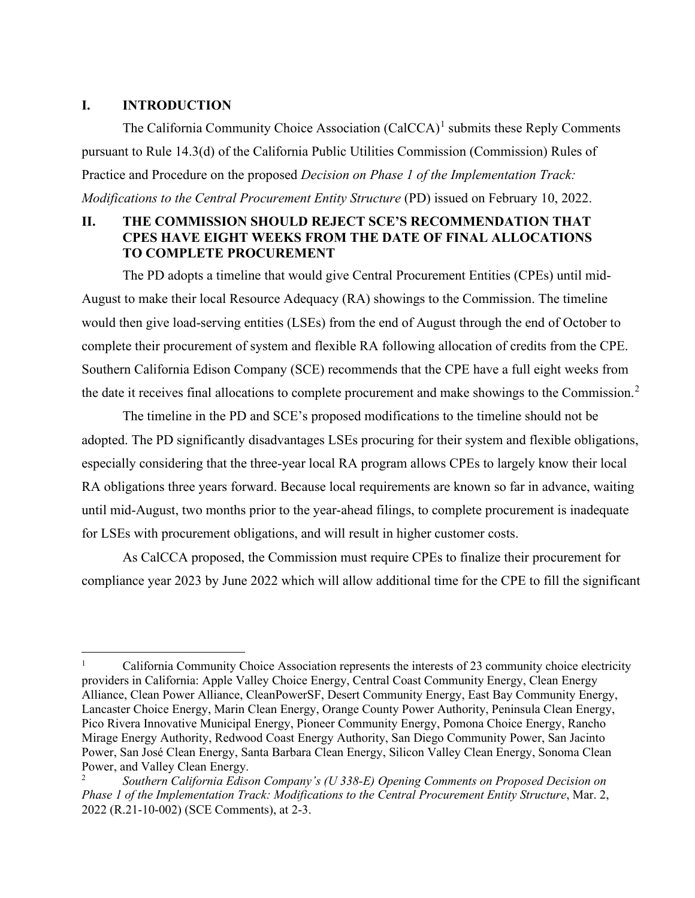## I. INTRODUCTION

The California Community Choice Association (CalCCA)[1] submits these Reply Comments pursuant to Rule 14.3(d) of the California Public Utilities Commission (Commission) Rules of Practice and Procedure on the proposed *Decision on Phase 1 of the Implementation Track: Modifications to the Central Procurement Entity Structure* (PD) issued on February 10, 2022.

## II. THE COMMISSION SHOULD REJECT SCE'S RECOMMENDATION THAT CPES HAVE EIGHT WEEKS FROM THE DATE OF FINAL ALLOCATIONS TO COMPLETE PROCUREMENT

The PD adopts a timeline that would give Central Procurement Entities (CPEs) until mid-August to make their local Resource Adequacy (RA) showings to the Commission. The timeline would then give load-serving entities (LSEs) from the end of August through the end of October to complete their procurement of system and flexible RA following allocation of credits from the CPE. Southern California Edison Company (SCE) recommends that the CPE have a full eight weeks from the date it receives final allocations to complete procurement and make showings to the Commission.[2]

The timeline in the PD and SCE's proposed modifications to the timeline should not be adopted. The PD significantly disadvantages LSEs procuring for their system and flexible obligations, especially considering that the three-year local RA program allows CPEs to largely know their local RA obligations three years forward. Because local requirements are known so far in advance, waiting until mid-August, two months prior to the year-ahead filings, to complete procurement is inadequate for LSEs with procurement obligations, and will result in higher customer costs.

As CalCCA proposed, the Commission must require CPEs to finalize their procurement for compliance year 2023 by June 2022 which will allow additional time for the CPE to fill the significant

---

[1] California Community Choice Association represents the interests of 23 community choice electricity providers in California: Apple Valley Choice Energy, Central Coast Community Energy, Clean Energy Alliance, Clean Power Alliance, CleanPowerSF, Desert Community Energy, East Bay Community Energy, Lancaster Choice Energy, Marin Clean Energy, Orange County Power Authority, Peninsula Clean Energy, Pico Rivera Innovative Municipal Energy, Pioneer Community Energy, Pomona Choice Energy, Rancho Mirage Energy Authority, Redwood Coast Energy Authority, San Diego Community Power, San Jacinto Power, San José Clean Energy, Santa Barbara Clean Energy, Silicon Valley Clean Energy, Sonoma Clean Power, and Valley Clean Energy.

[2] *Southern California Edison Company's (U 338-E) Opening Comments on Proposed Decision on Phase 1 of the Implementation Track: Modifications to the Central Procurement Entity Structure*, Mar. 2, 2022 (R.21-10-002) (SCE Comments), at 2-3.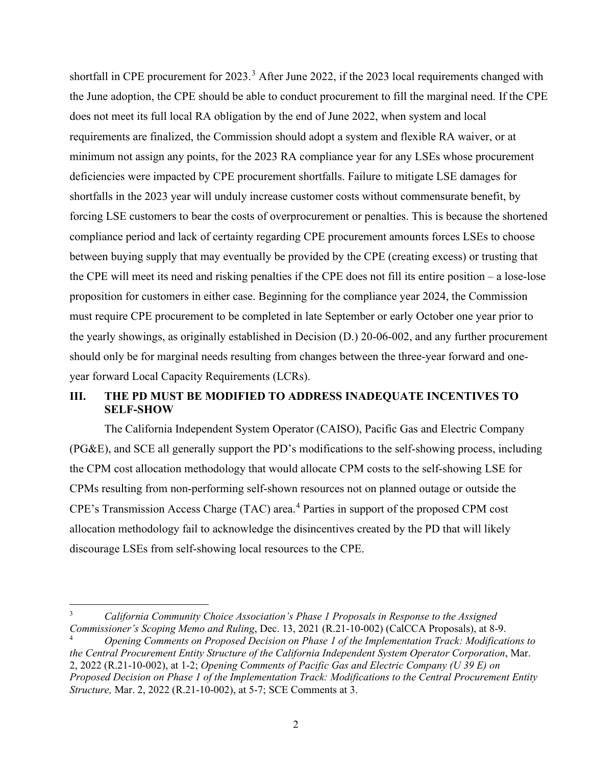shortfall in CPE procurement for 2023.[3] After June 2022, if the 2023 local requirements changed with the June adoption, the CPE should be able to conduct procurement to fill the marginal need. If the CPE does not meet its full local RA obligation by the end of June 2022, when system and local requirements are finalized, the Commission should adopt a system and flexible RA waiver, or at minimum not assign any points, for the 2023 RA compliance year for any LSEs whose procurement deficiencies were impacted by CPE procurement shortfalls. Failure to mitigate LSE damages for shortfalls in the 2023 year will unduly increase customer costs without commensurate benefit, by forcing LSE customers to bear the costs of overprocurement or penalties. This is because the shortened compliance period and lack of certainty regarding CPE procurement amounts forces LSEs to choose between buying supply that may eventually be provided by the CPE (creating excess) or trusting that the CPE will meet its need and risking penalties if the CPE does not fill its entire position – a lose-lose proposition for customers in either case. Beginning for the compliance year 2024, the Commission must require CPE procurement to be completed in late September or early October one year prior to the yearly showings, as originally established in Decision (D.) 20-06-002, and any further procurement should only be for marginal needs resulting from changes between the three-year forward and one-year forward Local Capacity Requirements (LCRs).

## III. THE PD MUST BE MODIFIED TO ADDRESS INADEQUATE INCENTIVES TO SELF-SHOW

The California Independent System Operator (CAISO), Pacific Gas and Electric Company (PG&E), and SCE all generally support the PD's modifications to the self-showing process, including the CPM cost allocation methodology that would allocate CPM costs to the self-showing LSE for CPMs resulting from non-performing self-shown resources not on planned outage or outside the CPE's Transmission Access Charge (TAC) area.[4] Parties in support of the proposed CPM cost allocation methodology fail to acknowledge the disincentives created by the PD that will likely discourage LSEs from self-showing local resources to the CPE.

---

[3] *California Community Choice Association's Phase 1 Proposals in Response to the Assigned Commissioner's Scoping Memo and Ruling*, Dec. 13, 2021 (R.21-10-002) (CalCCA Proposals), at 8-9.

[4] *Opening Comments on Proposed Decision on Phase 1 of the Implementation Track: Modifications to the Central Procurement Entity Structure of the California Independent System Operator Corporation*, Mar. 2, 2022 (R.21-10-002), at 1-2; *Opening Comments of Pacific Gas and Electric Company (U 39 E) on Proposed Decision on Phase 1 of the Implementation Track: Modifications to the Central Procurement Entity Structure,* Mar. 2, 2022 (R.21-10-002), at 5-7; SCE Comments at 3.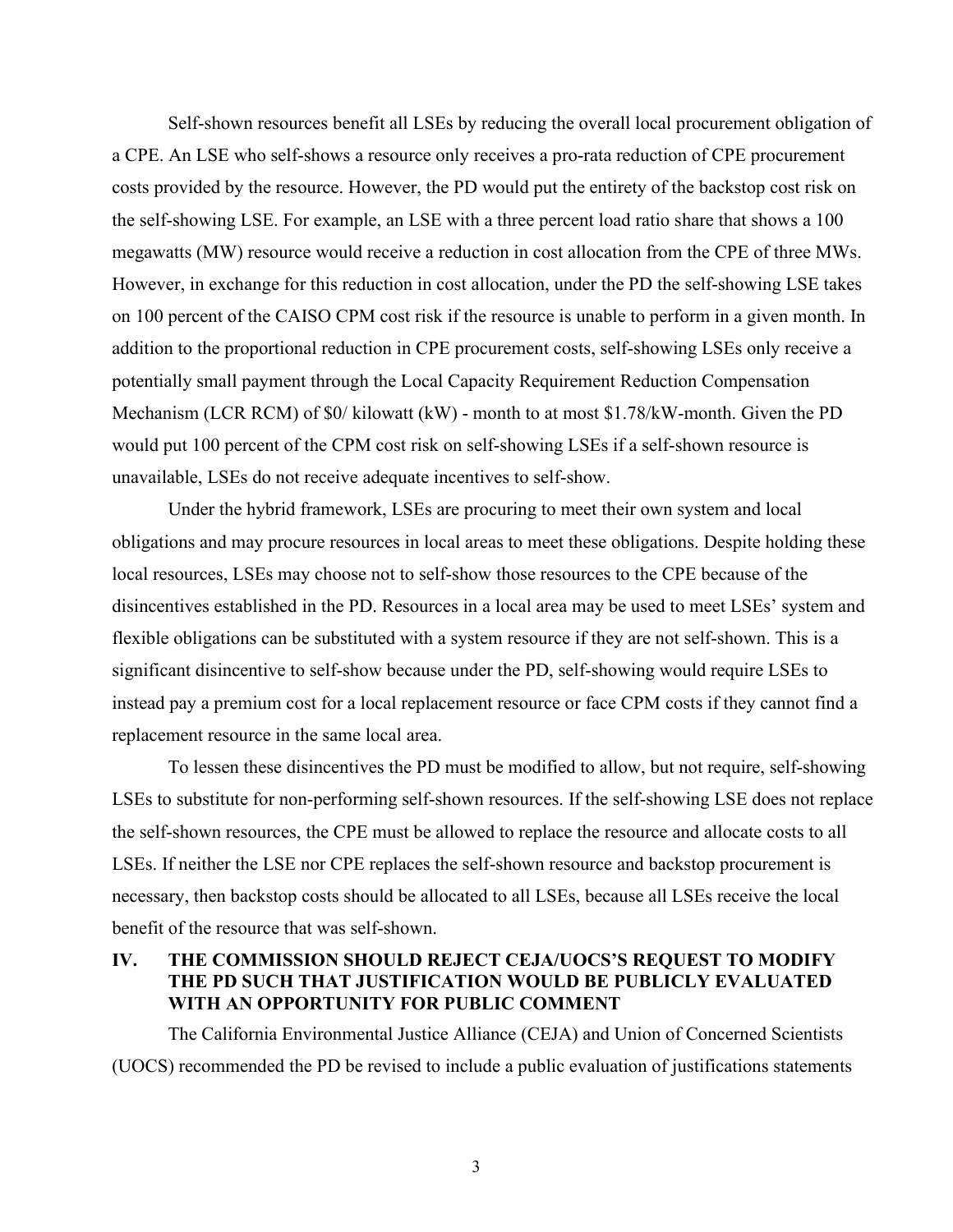Self-shown resources benefit all LSEs by reducing the overall local procurement obligation of a CPE. An LSE who self-shows a resource only receives a pro-rata reduction of CPE procurement costs provided by the resource. However, the PD would put the entirety of the backstop cost risk on the self-showing LSE. For example, an LSE with a three percent load ratio share that shows a 100 megawatts (MW) resource would receive a reduction in cost allocation from the CPE of three MWs. However, in exchange for this reduction in cost allocation, under the PD the self-showing LSE takes on 100 percent of the CAISO CPM cost risk if the resource is unable to perform in a given month. In addition to the proportional reduction in CPE procurement costs, self-showing LSEs only receive a potentially small payment through the Local Capacity Requirement Reduction Compensation Mechanism (LCR RCM) of $0/ kilowatt (kW) - month to at most $1.78/kW-month. Given the PD would put 100 percent of the CPM cost risk on self-showing LSEs if a self-shown resource is unavailable, LSEs do not receive adequate incentives to self-show.

Under the hybrid framework, LSEs are procuring to meet their own system and local obligations and may procure resources in local areas to meet these obligations. Despite holding these local resources, LSEs may choose not to self-show those resources to the CPE because of the disincentives established in the PD. Resources in a local area may be used to meet LSEs' system and flexible obligations can be substituted with a system resource if they are not self-shown. This is a significant disincentive to self-show because under the PD, self-showing would require LSEs to instead pay a premium cost for a local replacement resource or face CPM costs if they cannot find a replacement resource in the same local area.

To lessen these disincentives the PD must be modified to allow, but not require, self-showing LSEs to substitute for non-performing self-shown resources. If the self-showing LSE does not replace the self-shown resources, the CPE must be allowed to replace the resource and allocate costs to all LSEs. If neither the LSE nor CPE replaces the self-shown resource and backstop procurement is necessary, then backstop costs should be allocated to all LSEs, because all LSEs receive the local benefit of the resource that was self-shown.

## IV. THE COMMISSION SHOULD REJECT CEJA/UOCS'S REQUEST TO MODIFY THE PD SUCH THAT JUSTIFICATION WOULD BE PUBLICLY EVALUATED WITH AN OPPORTUNITY FOR PUBLIC COMMENT

The California Environmental Justice Alliance (CEJA) and Union of Concerned Scientists (UOCS) recommended the PD be revised to include a public evaluation of justifications statements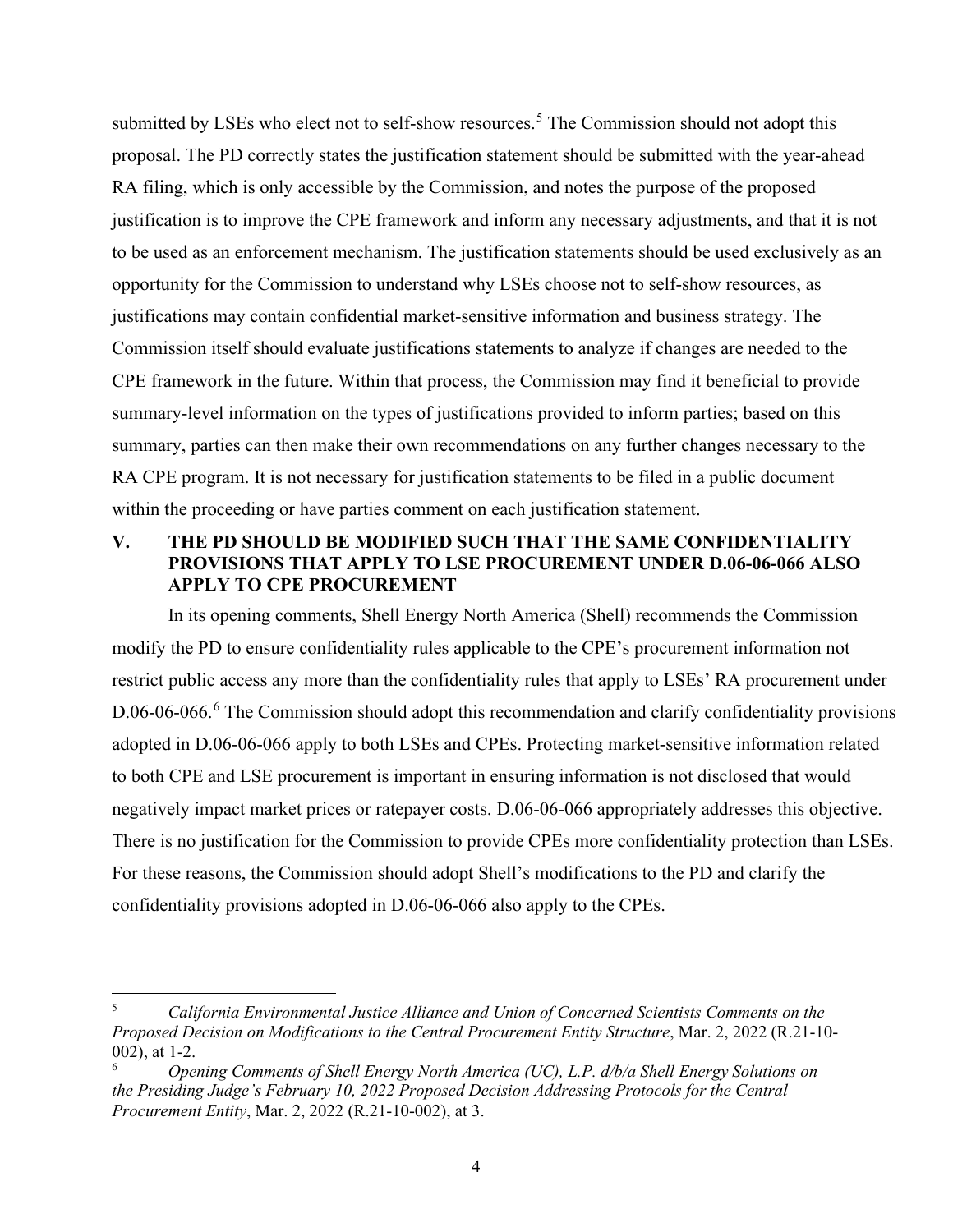submitted by LSEs who elect not to self-show resources.[5] The Commission should not adopt this proposal. The PD correctly states the justification statement should be submitted with the year-ahead RA filing, which is only accessible by the Commission, and notes the purpose of the proposed justification is to improve the CPE framework and inform any necessary adjustments, and that it is not to be used as an enforcement mechanism. The justification statements should be used exclusively as an opportunity for the Commission to understand why LSEs choose not to self-show resources, as justifications may contain confidential market-sensitive information and business strategy. The Commission itself should evaluate justifications statements to analyze if changes are needed to the CPE framework in the future. Within that process, the Commission may find it beneficial to provide summary-level information on the types of justifications provided to inform parties; based on this summary, parties can then make their own recommendations on any further changes necessary to the RA CPE program. It is not necessary for justification statements to be filed in a public document within the proceeding or have parties comment on each justification statement.

## V. THE PD SHOULD BE MODIFIED SUCH THAT THE SAME CONFIDENTIALITY PROVISIONS THAT APPLY TO LSE PROCUREMENT UNDER D.06-06-066 ALSO APPLY TO CPE PROCUREMENT

In its opening comments, Shell Energy North America (Shell) recommends the Commission modify the PD to ensure confidentiality rules applicable to the CPE's procurement information not restrict public access any more than the confidentiality rules that apply to LSEs' RA procurement under D.06-06-066.[6] The Commission should adopt this recommendation and clarify confidentiality provisions adopted in D.06-06-066 apply to both LSEs and CPEs. Protecting market-sensitive information related to both CPE and LSE procurement is important in ensuring information is not disclosed that would negatively impact market prices or ratepayer costs. D.06-06-066 appropriately addresses this objective. There is no justification for the Commission to provide CPEs more confidentiality protection than LSEs. For these reasons, the Commission should adopt Shell's modifications to the PD and clarify the confidentiality provisions adopted in D.06-06-066 also apply to the CPEs.

---

[5] *California Environmental Justice Alliance and Union of Concerned Scientists Comments on the Proposed Decision on Modifications to the Central Procurement Entity Structure*, Mar. 2, 2022 (R.21-10-002), at 1-2.

[6] *Opening Comments of Shell Energy North America (UC), L.P. d/b/a Shell Energy Solutions on the Presiding Judge's February 10, 2022 Proposed Decision Addressing Protocols for the Central Procurement Entity*, Mar. 2, 2022 (R.21-10-002), at 3.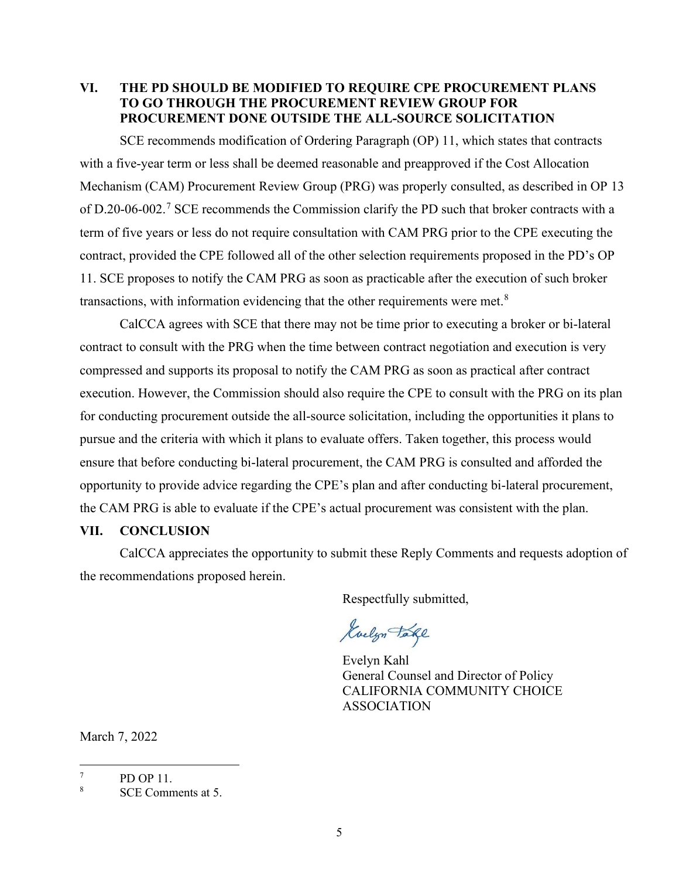## VI. THE PD SHOULD BE MODIFIED TO REQUIRE CPE PROCUREMENT PLANS TO GO THROUGH THE PROCUREMENT REVIEW GROUP FOR PROCUREMENT DONE OUTSIDE THE ALL-SOURCE SOLICITATION

SCE recommends modification of Ordering Paragraph (OP) 11, which states that contracts with a five-year term or less shall be deemed reasonable and preapproved if the Cost Allocation Mechanism (CAM) Procurement Review Group (PRG) was properly consulted, as described in OP 13 of D.20-06-002.[7] SCE recommends the Commission clarify the PD such that broker contracts with a term of five years or less do not require consultation with CAM PRG prior to the CPE executing the contract, provided the CPE followed all of the other selection requirements proposed in the PD's OP 11. SCE proposes to notify the CAM PRG as soon as practicable after the execution of such broker transactions, with information evidencing that the other requirements were met.[8]

CalCCA agrees with SCE that there may not be time prior to executing a broker or bi-lateral contract to consult with the PRG when the time between contract negotiation and execution is very compressed and supports its proposal to notify the CAM PRG as soon as practical after contract execution. However, the Commission should also require the CPE to consult with the PRG on its plan for conducting procurement outside the all-source solicitation, including the opportunities it plans to pursue and the criteria with which it plans to evaluate offers. Taken together, this process would ensure that before conducting bi-lateral procurement, the CAM PRG is consulted and afforded the opportunity to provide advice regarding the CPE's plan and after conducting bi-lateral procurement, the CAM PRG is able to evaluate if the CPE's actual procurement was consistent with the plan.

## VII. CONCLUSION

CalCCA appreciates the opportunity to submit these Reply Comments and requests adoption of the recommendations proposed herein.

Respectfully submitted,

Evelyn Kahl
General Counsel and Director of Policy
CALIFORNIA COMMUNITY CHOICE ASSOCIATION

March 7, 2022

---

[7] PD OP 11.

[8] SCE Comments at 5.